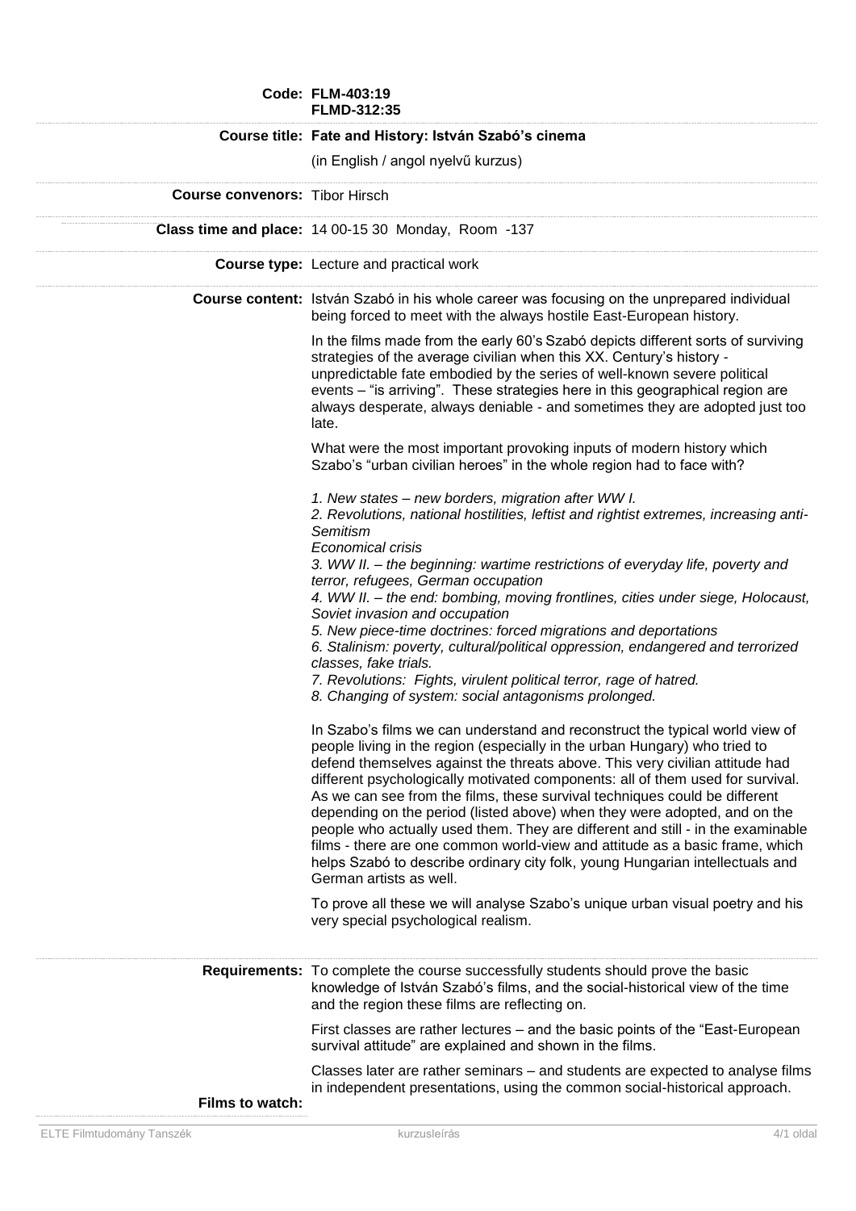**Code:** FLM-403:19
FLMD-312:35

**Course title:** Fate and History: István Szabó's cinema

(in English / angol nyelvű kurzus)

**Course convenors:** Tibor Hirsch

**Class time and place:** 14 00-15 30 Monday, Room -137

**Course type:** Lecture and practical work

**Course content:** István Szabó in his whole career was focusing on the unprepared individual being forced to meet with the always hostile East-European history.

In the films made from the early 60's Szabó depicts different sorts of surviving strategies of the average civilian when this XX. Century's history - unpredictable fate embodied by the series of well-known severe political events – "is arriving". These strategies here in this geographical region are always desperate, always deniable - and sometimes they are adopted just too late.

What were the most important provoking inputs of modern history which Szabo's "urban civilian heroes" in the whole region had to face with?

*1. New states – new borders, migration after WW I.*
*2. Revolutions, national hostilities, leftist and rightist extremes, increasing anti-Semitism*
*Economical crisis*
*3. WW II. – the beginning: wartime restrictions of everyday life, poverty and terror, refugees, German occupation*
*4. WW II. – the end: bombing, moving frontlines, cities under siege, Holocaust, Soviet invasion and occupation*
*5. New piece-time doctrines: forced migrations and deportations*
*6. Stalinism: poverty, cultural/political oppression, endangered and terrorized classes, fake trials.*
*7. Revolutions: Fights, virulent political terror, rage of hatred.*
*8. Changing of system: social antagonisms prolonged.*

In Szabo's films we can understand and reconstruct the typical world view of people living in the region (especially in the urban Hungary) who tried to defend themselves against the threats above. This very civilian attitude had different psychologically motivated components: all of them used for survival. As we can see from the films, these survival techniques could be different depending on the period (listed above) when they were adopted, and on the people who actually used them. They are different and still - in the examinable films - there are one common world-view and attitude as a basic frame, which helps Szabó to describe ordinary city folk, young Hungarian intellectuals and German artists as well.

To prove all these we will analyse Szabo's unique urban visual poetry and his very special psychological realism.

**Requirements:** To complete the course successfully students should prove the basic knowledge of István Szabó's films, and the social-historical view of the time and the region these films are reflecting on.

First classes are rather lectures – and the basic points of the "East-European survival attitude" are explained and shown in the films.

Classes later are rather seminars – and students are expected to analyse films in independent presentations, using the common social-historical approach.

**Films to watch:**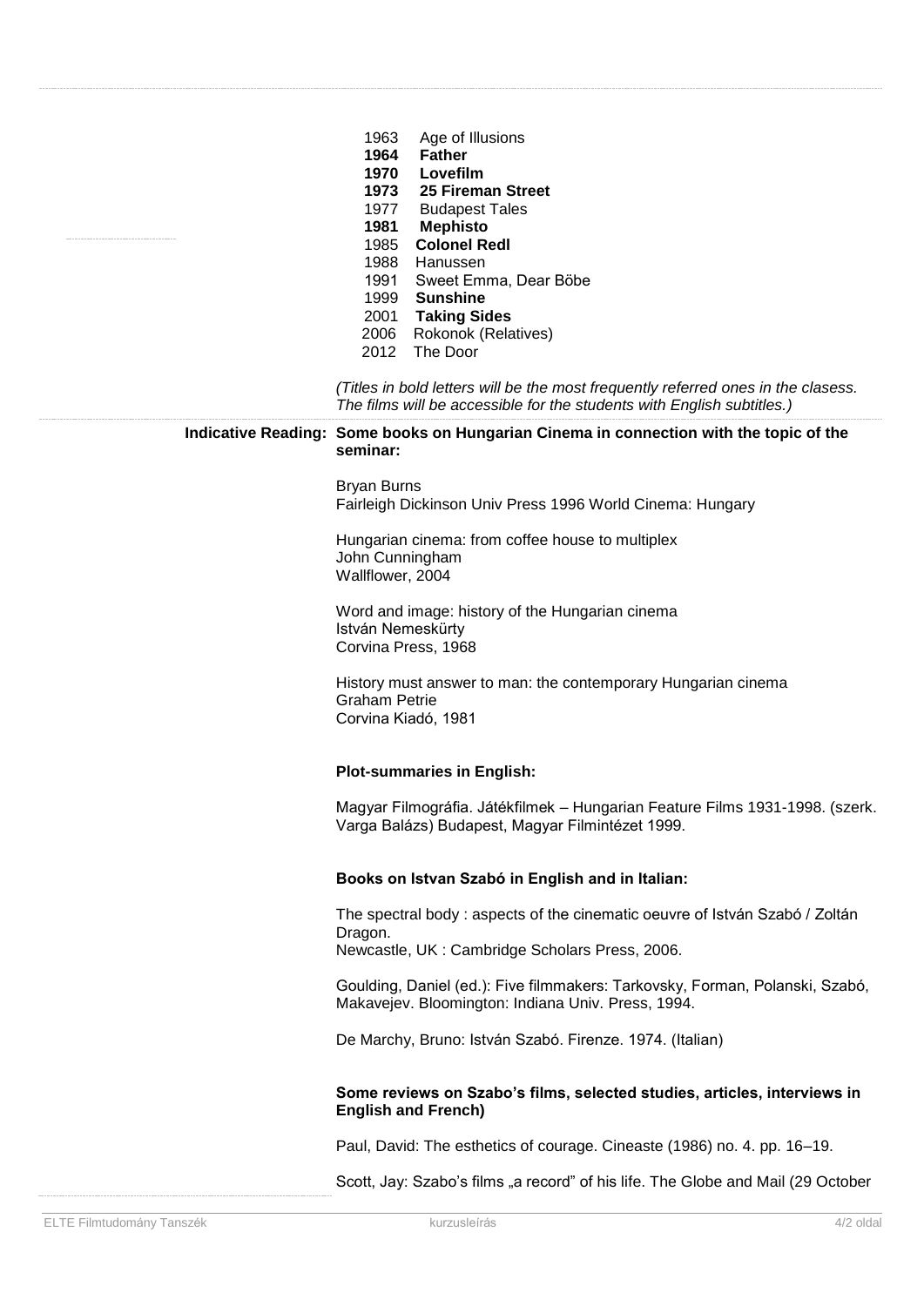1963 Age of Illusions
**1964 Father**
**1970 Lovefilm**
**1973 25 Fireman Street**
1977 Budapest Tales
**1981 Mephisto**
1985 **Colonel Redl**
1988 Hanussen
1991 Sweet Emma, Dear Böbe
1999 **Sunshine**
2001 **Taking Sides**
2006 Rokonok (Relatives)
2012 The Door

*(Titles in bold letters will be the most frequently referred ones in the clasess. The films will be accessible for the students with English subtitles.)*

**Indicative Reading: Some books on Hungarian Cinema in connection with the topic of the seminar:**

Bryan Burns
Fairleigh Dickinson Univ Press 1996 World Cinema: Hungary

Hungarian cinema: from coffee house to multiplex
John Cunningham
Wallflower, 2004

Word and image: history of the Hungarian cinema
István Nemeskürty
Corvina Press, 1968

History must answer to man: the contemporary Hungarian cinema
Graham Petrie
Corvina Kiadó, 1981

**Plot-summaries in English:**

Magyar Filmográfia. Játékfilmek – Hungarian Feature Films 1931-1998. (szerk. Varga Balázs) Budapest, Magyar Filmintézet 1999.

**Books on Istvan Szabó in English and in Italian:**

The spectral body : aspects of the cinematic oeuvre of István Szabó / Zoltán Dragon.
Newcastle, UK : Cambridge Scholars Press, 2006.

Goulding, Daniel (ed.): Five filmmakers: Tarkovsky, Forman, Polanski, Szabó, Makavejev. Bloomington: Indiana Univ. Press, 1994.

De Marchy, Bruno: István Szabó. Firenze. 1974. (Italian)

**Some reviews on Szabo's films, selected studies, articles, interviews in English and French)**

Paul, David: The esthetics of courage. Cineaste (1986) no. 4. pp. 16–19.

Scott, Jay: Szabo's films „a record" of his life. The Globe and Mail (29 October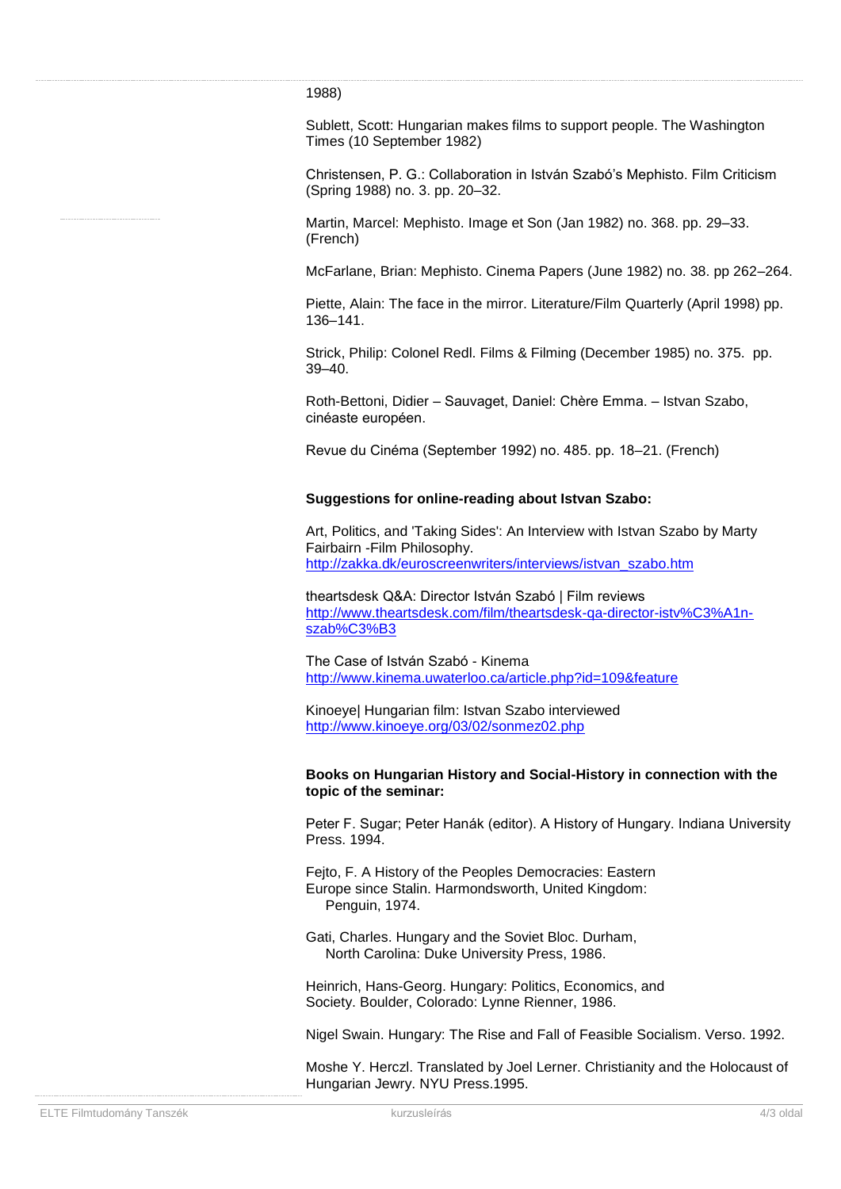1988)

Sublett, Scott: Hungarian makes films to support people. The Washington Times (10 September 1982)

Christensen, P. G.: Collaboration in István Szabó's Mephisto. Film Criticism (Spring 1988) no. 3. pp. 20–32.

Martin, Marcel: Mephisto. Image et Son (Jan 1982) no. 368. pp. 29–33. (French)

McFarlane, Brian: Mephisto. Cinema Papers (June 1982) no. 38. pp 262–264.

Piette, Alain: The face in the mirror. Literature/Film Quarterly (April 1998) pp. 136–141.

Strick, Philip: Colonel Redl. Films & Filming (December 1985) no. 375. pp. 39–40.

Roth-Bettoni, Didier – Sauvaget, Daniel: Chère Emma. – Istvan Szabo, cinéaste européen.

Revue du Cinéma (September 1992) no. 485. pp. 18–21. (French)

**Suggestions for online-reading about Istvan Szabo:**

Art, Politics, and 'Taking Sides': An Interview with Istvan Szabo by Marty Fairbairn -Film Philosophy.
http://zakka.dk/euroscreenwriters/interviews/istvan_szabo.htm

theartsdesk Q&A: Director István Szabó | Film reviews
http://www.theartsdesk.com/film/theartsdesk-qa-director-istv%C3%A1n-szab%C3%B3

The Case of István Szabó - Kinema
http://www.kinema.uwaterloo.ca/article.php?id=109&feature

Kinoeye| Hungarian film: Istvan Szabo interviewed
http://www.kinoeye.org/03/02/sonmez02.php

**Books on Hungarian History and Social-History in connection with the topic of the seminar:**

Peter F. Sugar; Peter Hanák (editor). A History of Hungary. Indiana University Press. 1994.

Fejto, F. A History of the Peoples Democracies: Eastern Europe since Stalin. Harmondsworth, United Kingdom: Penguin, 1974.

Gati, Charles. Hungary and the Soviet Bloc. Durham, North Carolina: Duke University Press, 1986.

Heinrich, Hans-Georg. Hungary: Politics, Economics, and Society. Boulder, Colorado: Lynne Rienner, 1986.

Nigel Swain. Hungary: The Rise and Fall of Feasible Socialism. Verso. 1992.

Moshe Y. Herczl. Translated by Joel Lerner. Christianity and the Holocaust of Hungarian Jewry. NYU Press.1995.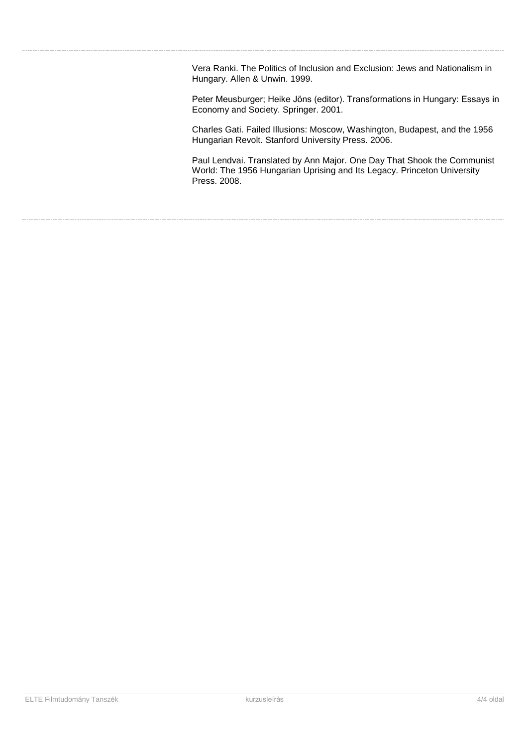Vera Ranki. The Politics of Inclusion and Exclusion: Jews and Nationalism in Hungary. Allen & Unwin. 1999.

Peter Meusburger; Heike Jöns (editor). Transformations in Hungary: Essays in Economy and Society. Springer. 2001.

Charles Gati. Failed Illusions: Moscow, Washington, Budapest, and the 1956 Hungarian Revolt. Stanford University Press. 2006.

Paul Lendvai. Translated by Ann Major. One Day That Shook the Communist World: The 1956 Hungarian Uprising and Its Legacy. Princeton University Press. 2008.